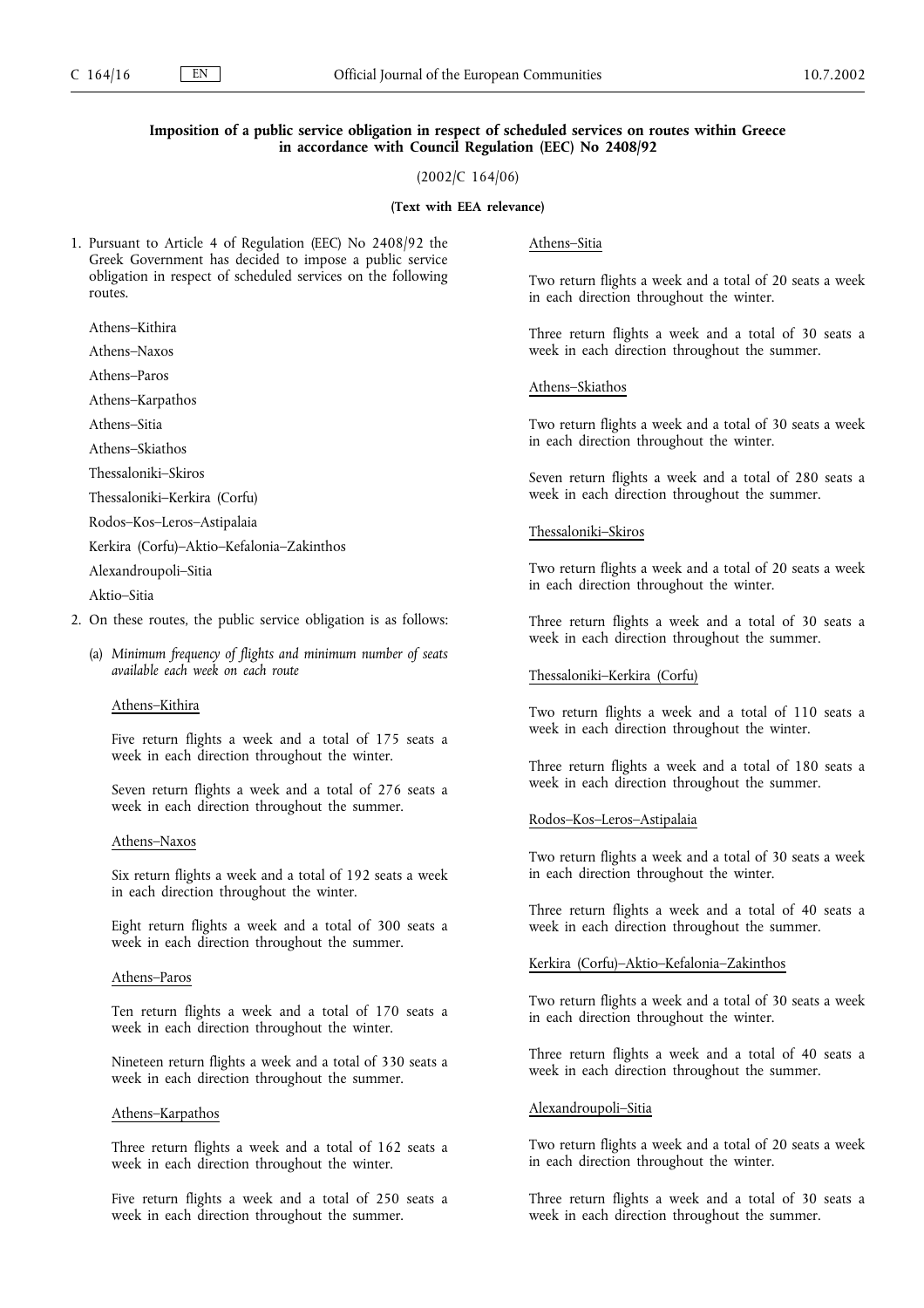## Imposition of a public service obligation in respect of scheduled services on routes within Greece in accordance with Council Regulation (EEC) No 2408/92

(2002/C 164/06)

**(Text with EEA relevance)**

1. Pursuant to Article 4 of Regulation (EEC) No 2408/92 the Greek Government has decided to impose a public service obligation in respect of scheduled services on the following routes.

   Athens–Kithira

   Athens–Naxos

   Athens–Paros

   Athens–Karpathos

   Athens–Sitia

   Athens–Skiathos

   Thessaloniki–Skiros

   Thessaloniki–Kerkira (Corfu)

   Rodos–Kos–Leros–Astipalaia

   Kerkira (Corfu)–Aktio–Kefalonia–Zakinthos

   Alexandroupoli–Sitia

   Aktio–Sitia

2. On these routes, the public service obligation is as follows:

   (a) *Minimum frequency of flights and minimum number of seats available each week on each route*

   Athens–Kithira

   Five return flights a week and a total of 175 seats a week in each direction throughout the winter.

   Seven return flights a week and a total of 276 seats a week in each direction throughout the summer.

   Athens–Naxos

   Six return flights a week and a total of 192 seats a week in each direction throughout the winter.

   Eight return flights a week and a total of 300 seats a week in each direction throughout the summer.

   Athens–Paros

   Ten return flights a week and a total of 170 seats a week in each direction throughout the winter.

   Nineteen return flights a week and a total of 330 seats a week in each direction throughout the summer.

   Athens–Karpathos

   Three return flights a week and a total of 162 seats a week in each direction throughout the winter.

   Five return flights a week and a total of 250 seats a week in each direction throughout the summer.

   Athens–Sitia

   Two return flights a week and a total of 20 seats a week in each direction throughout the winter.

   Three return flights a week and a total of 30 seats a week in each direction throughout the summer.

   Athens–Skiathos

   Two return flights a week and a total of 30 seats a week in each direction throughout the winter.

   Seven return flights a week and a total of 280 seats a week in each direction throughout the summer.

   Thessaloniki–Skiros

   Two return flights a week and a total of 20 seats a week in each direction throughout the winter.

   Three return flights a week and a total of 30 seats a week in each direction throughout the summer.

   Thessaloniki–Kerkira (Corfu)

   Two return flights a week and a total of 110 seats a week in each direction throughout the winter.

   Three return flights a week and a total of 180 seats a week in each direction throughout the summer.

   Rodos–Kos–Leros–Astipalaia

   Two return flights a week and a total of 30 seats a week in each direction throughout the winter.

   Three return flights a week and a total of 40 seats a week in each direction throughout the summer.

   Kerkira (Corfu)–Aktio–Kefalonia–Zakinthos

   Two return flights a week and a total of 30 seats a week in each direction throughout the winter.

   Three return flights a week and a total of 40 seats a week in each direction throughout the summer.

   Alexandroupoli–Sitia

   Two return flights a week and a total of 20 seats a week in each direction throughout the winter.

   Three return flights a week and a total of 30 seats a week in each direction throughout the summer.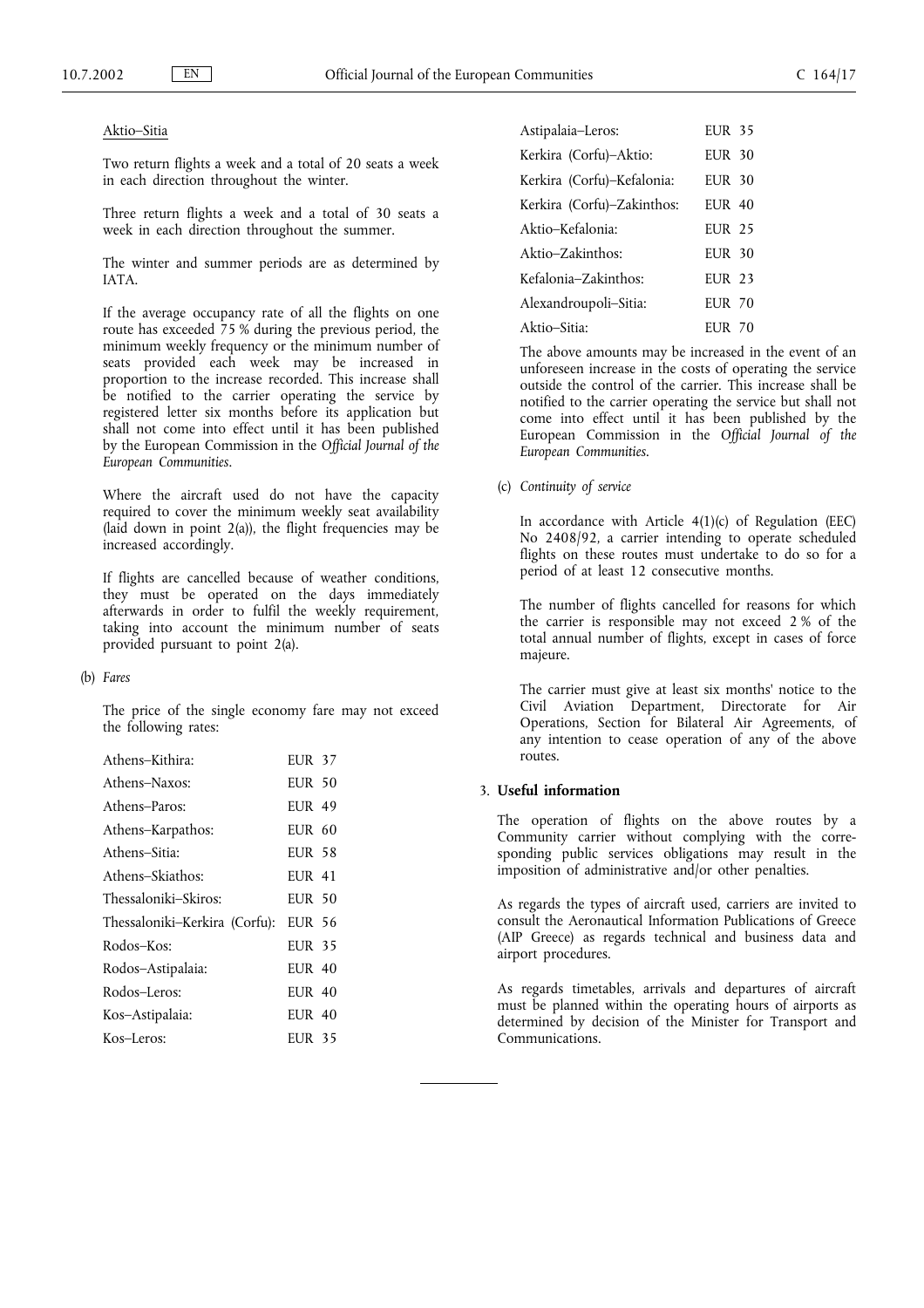Aktio–Sitia

Two return flights a week and a total of 20 seats a week in each direction throughout the winter.

Three return flights a week and a total of 30 seats a week in each direction throughout the summer.

The winter and summer periods are as determined by IATA.

If the average occupancy rate of all the flights on one route has exceeded 75 % during the previous period, the minimum weekly frequency or the minimum number of seats provided each week may be increased in proportion to the increase recorded. This increase shall be notified to the carrier operating the service by registered letter six months before its application but shall not come into effect until it has been published by the European Commission in the *Official Journal of the European Communities*.

Where the aircraft used do not have the capacity required to cover the minimum weekly seat availability (laid down in point 2(a)), the flight frequencies may be increased accordingly.

If flights are cancelled because of weather conditions, they must be operated on the days immediately afterwards in order to fulfil the weekly requirement, taking into account the minimum number of seats provided pursuant to point 2(a).

(b) *Fares*

The price of the single economy fare may not exceed the following rates:

| | |
|---|---|
| Athens–Kithira: | EUR 37 |
| Athens–Naxos: | EUR 50 |
| Athens–Paros: | EUR 49 |
| Athens–Karpathos: | EUR 60 |
| Athens–Sitia: | EUR 58 |
| Athens–Skiathos: | EUR 41 |
| Thessaloniki–Skiros: | EUR 50 |
| Thessaloniki–Kerkira (Corfu): | EUR 56 |
| Rodos–Kos: | EUR 35 |
| Rodos–Astipalaia: | EUR 40 |
| Rodos–Leros: | EUR 40 |
| Kos–Astipalaia: | EUR 40 |
| Kos–Leros: | EUR 35 |
| Astipalaia–Leros: | EUR 35 |
| Kerkira (Corfu)–Aktio: | EUR 30 |
| Kerkira (Corfu)–Kefalonia: | EUR 30 |
| Kerkira (Corfu)–Zakinthos: | EUR 40 |
| Aktio–Kefalonia: | EUR 25 |
| Aktio–Zakinthos: | EUR 30 |
| Kefalonia–Zakinthos: | EUR 23 |
| Alexandroupoli–Sitia: | EUR 70 |
| Aktio–Sitia: | EUR 70 |

The above amounts may be increased in the event of an unforeseen increase in the costs of operating the service outside the control of the carrier. This increase shall be notified to the carrier operating the service but shall not come into effect until it has been published by the European Commission in the *Official Journal of the European Communities*.

(c) *Continuity of service*

In accordance with Article 4(1)(c) of Regulation (EEC) No 2408/92, a carrier intending to operate scheduled flights on these routes must undertake to do so for a period of at least 12 consecutive months.

The number of flights cancelled for reasons for which the carrier is responsible may not exceed 2 % of the total annual number of flights, except in cases of force majeure.

The carrier must give at least six months' notice to the Civil Aviation Department, Directorate for Air Operations, Section for Bilateral Air Agreements, of any intention to cease operation of any of the above routes.

3. **Useful information**

The operation of flights on the above routes by a Community carrier without complying with the corresponding public services obligations may result in the imposition of administrative and/or other penalties.

As regards the types of aircraft used, carriers are invited to consult the Aeronautical Information Publications of Greece (AIP Greece) as regards technical and business data and airport procedures.

As regards timetables, arrivals and departures of aircraft must be planned within the operating hours of airports as determined by decision of the Minister for Transport and Communications.